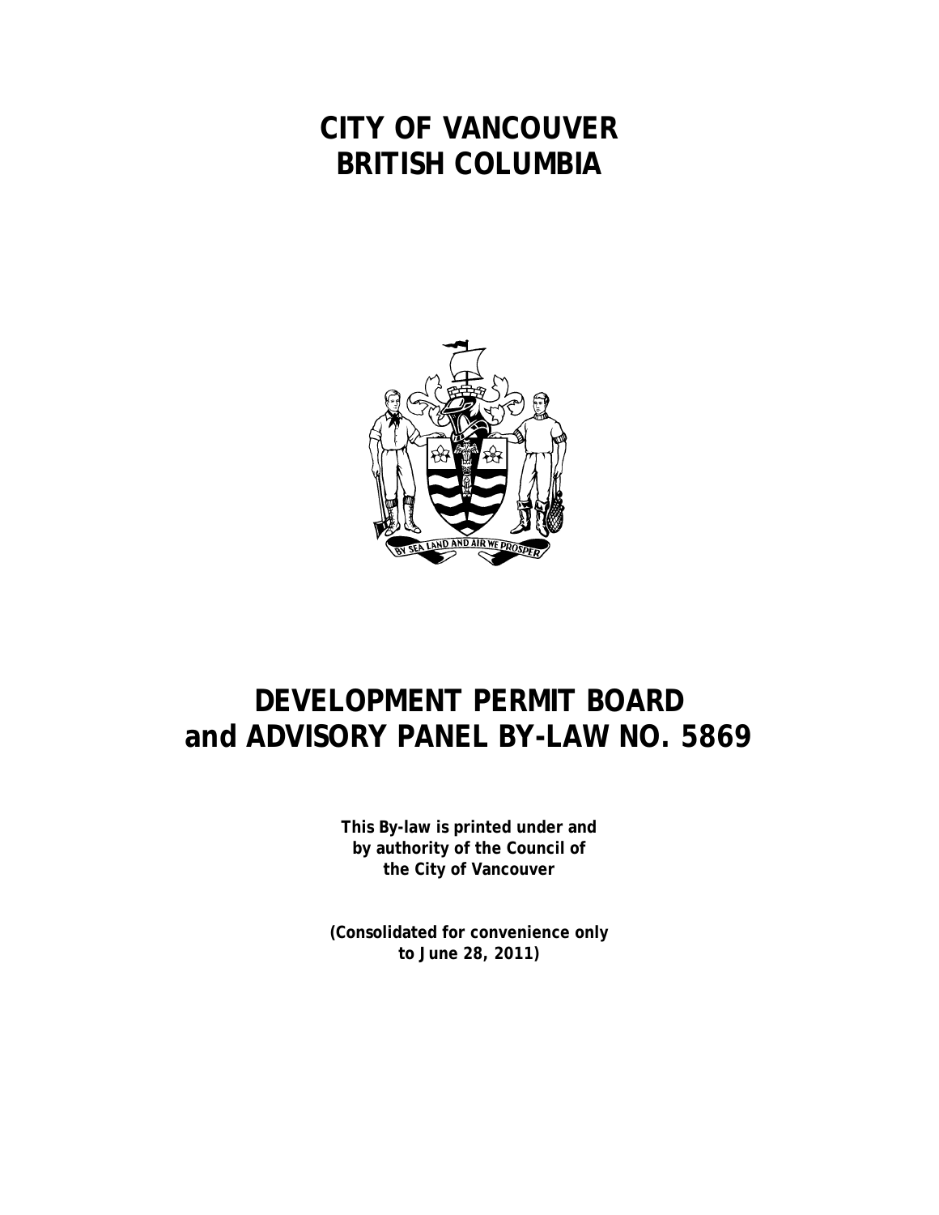# CITY OF VANCOUVER
# BRITISH COLUMBIA

# DEVELOPMENT PERMIT BOARD and ADVISORY PANEL BY-LAW NO. 5869

**This By-law is printed under and by authority of the Council of the City of Vancouver**

**(Consolidated for convenience only to June 28, 2011)**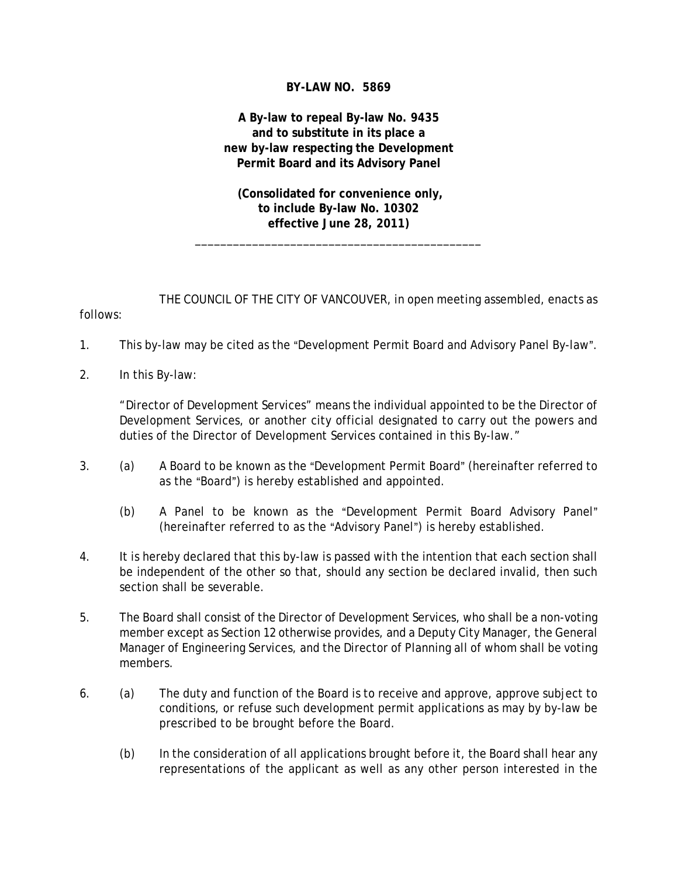**BY-LAW NO. 5869**

**A By-law to repeal By-law No. 9435 and to substitute in its place a new by-law respecting the Development Permit Board and its Advisory Panel**

**(Consolidated for convenience only, to include By-law No. 10302 effective June 28, 2011)**

---

THE COUNCIL OF THE CITY OF VANCOUVER, in open meeting assembled, enacts as follows:

1. This by-law may be cited as the "Development Permit Board and Advisory Panel By-law".

2. In this By-law:

   "Director of Development Services" means the individual appointed to be the Director of Development Services, or another city official designated to carry out the powers and duties of the Director of Development Services contained in this By-law."

3. (a) A Board to be known as the "Development Permit Board" (hereinafter referred to as the "Board") is hereby established and appointed.

   (b) A Panel to be known as the "Development Permit Board Advisory Panel" (hereinafter referred to as the "Advisory Panel") is hereby established.

4. It is hereby declared that this by-law is passed with the intention that each section shall be independent of the other so that, should any section be declared invalid, then such section shall be severable.

5. The Board shall consist of the Director of Development Services, who shall be a non-voting member except as Section 12 otherwise provides, and a Deputy City Manager, the General Manager of Engineering Services, and the Director of Planning all of whom shall be voting members.

6. (a) The duty and function of the Board is to receive and approve, approve subject to conditions, or refuse such development permit applications as may by by-law be prescribed to be brought before the Board.

   (b) In the consideration of all applications brought before it, the Board shall hear any representations of the applicant as well as any other person interested in the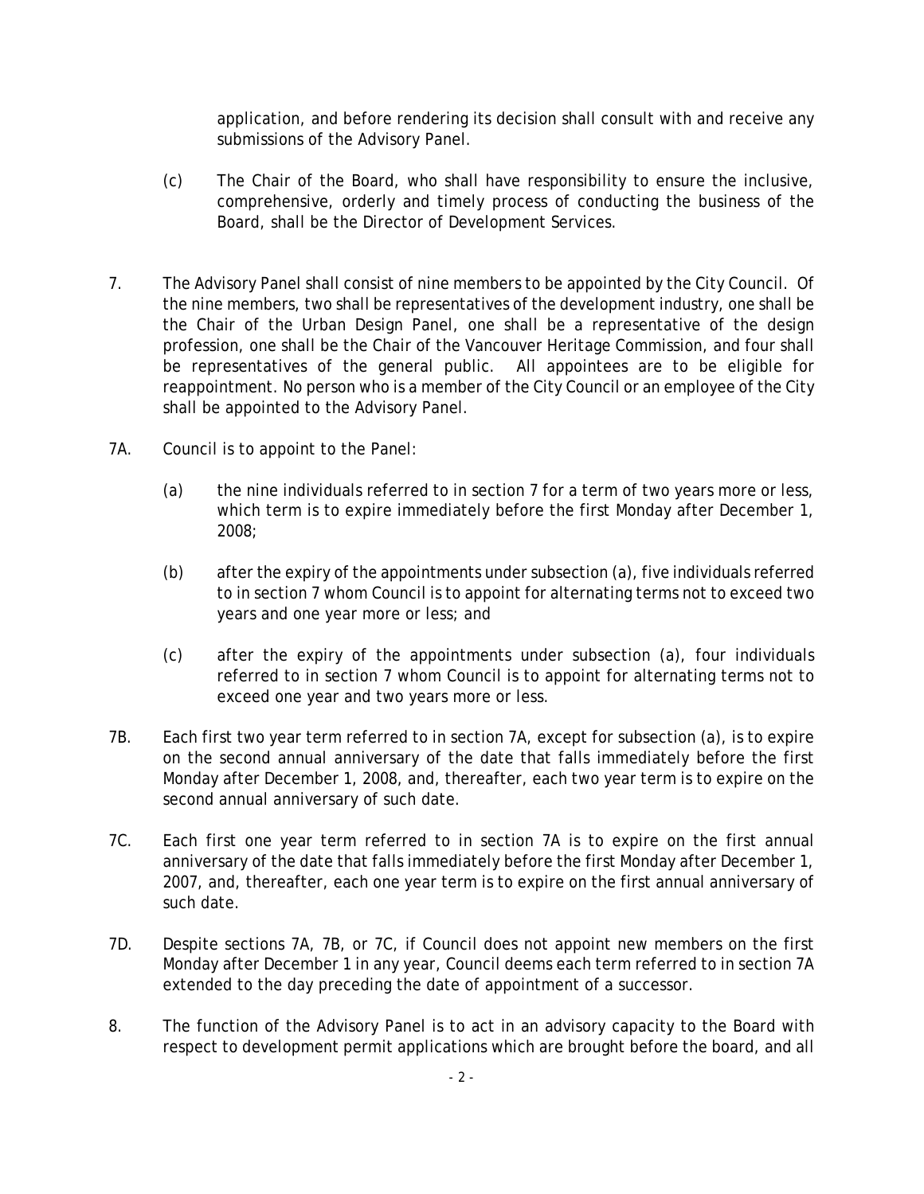application, and before rendering its decision shall consult with and receive any submissions of the Advisory Panel.

(c) The Chair of the Board, who shall have responsibility to ensure the inclusive, comprehensive, orderly and timely process of conducting the business of the Board, shall be the Director of Development Services.

7. The Advisory Panel shall consist of nine members to be appointed by the City Council. Of the nine members, two shall be representatives of the development industry, one shall be the Chair of the Urban Design Panel, one shall be a representative of the design profession, one shall be the Chair of the Vancouver Heritage Commission, and four shall be representatives of the general public. All appointees are to be eligible for reappointment. No person who is a member of the City Council or an employee of the City shall be appointed to the Advisory Panel.

7A. Council is to appoint to the Panel:

(a) the nine individuals referred to in section 7 for a term of two years more or less, which term is to expire immediately before the first Monday after December 1, 2008;

(b) after the expiry of the appointments under subsection (a), five individuals referred to in section 7 whom Council is to appoint for alternating terms not to exceed two years and one year more or less; and

(c) after the expiry of the appointments under subsection (a), four individuals referred to in section 7 whom Council is to appoint for alternating terms not to exceed one year and two years more or less.

7B. Each first two year term referred to in section 7A, except for subsection (a), is to expire on the second annual anniversary of the date that falls immediately before the first Monday after December 1, 2008, and, thereafter, each two year term is to expire on the second annual anniversary of such date.

7C. Each first one year term referred to in section 7A is to expire on the first annual anniversary of the date that falls immediately before the first Monday after December 1, 2007, and, thereafter, each one year term is to expire on the first annual anniversary of such date.

7D. Despite sections 7A, 7B, or 7C, if Council does not appoint new members on the first Monday after December 1 in any year, Council deems each term referred to in section 7A extended to the day preceding the date of appointment of a successor.

8. The function of the Advisory Panel is to act in an advisory capacity to the Board with respect to development permit applications which are brought before the board, and all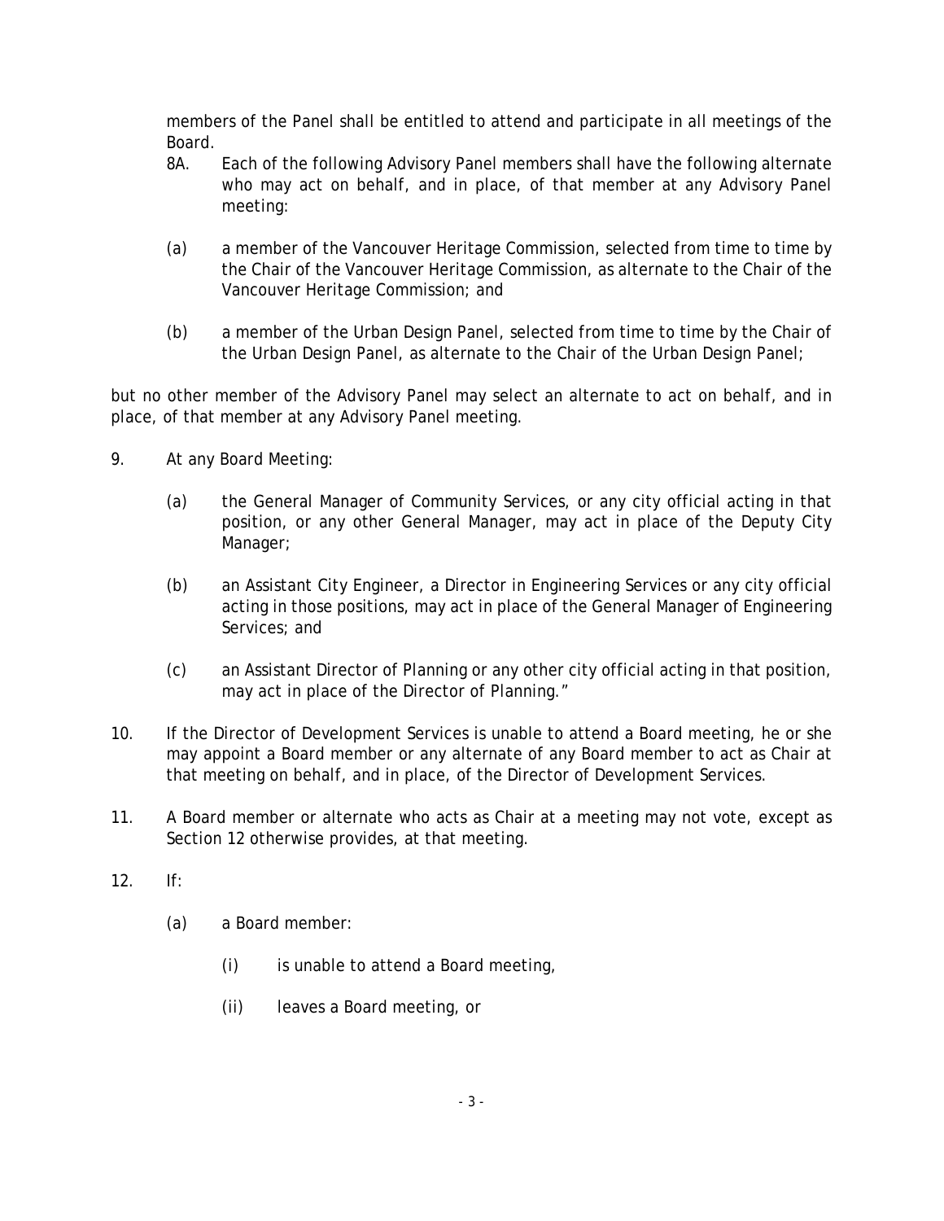members of the Panel shall be entitled to attend and participate in all meetings of the Board.

8A. Each of the following Advisory Panel members shall have the following alternate who may act on behalf, and in place, of that member at any Advisory Panel meeting:

(a) a member of the Vancouver Heritage Commission, selected from time to time by the Chair of the Vancouver Heritage Commission, as alternate to the Chair of the Vancouver Heritage Commission; and

(b) a member of the Urban Design Panel, selected from time to time by the Chair of the Urban Design Panel, as alternate to the Chair of the Urban Design Panel;

but no other member of the Advisory Panel may select an alternate to act on behalf, and in place, of that member at any Advisory Panel meeting.

9. At any Board Meeting:

(a) the General Manager of Community Services, or any city official acting in that position, or any other General Manager, may act in place of the Deputy City Manager;

(b) an Assistant City Engineer, a Director in Engineering Services or any city official acting in those positions, may act in place of the General Manager of Engineering Services; and

(c) an Assistant Director of Planning or any other city official acting in that position, may act in place of the Director of Planning."

10. If the Director of Development Services is unable to attend a Board meeting, he or she may appoint a Board member or any alternate of any Board member to act as Chair at that meeting on behalf, and in place, of the Director of Development Services.

11. A Board member or alternate who acts as Chair at a meeting may not vote, except as Section 12 otherwise provides, at that meeting.

12. If:

(a) a Board member:

(i) is unable to attend a Board meeting,

(ii) leaves a Board meeting, or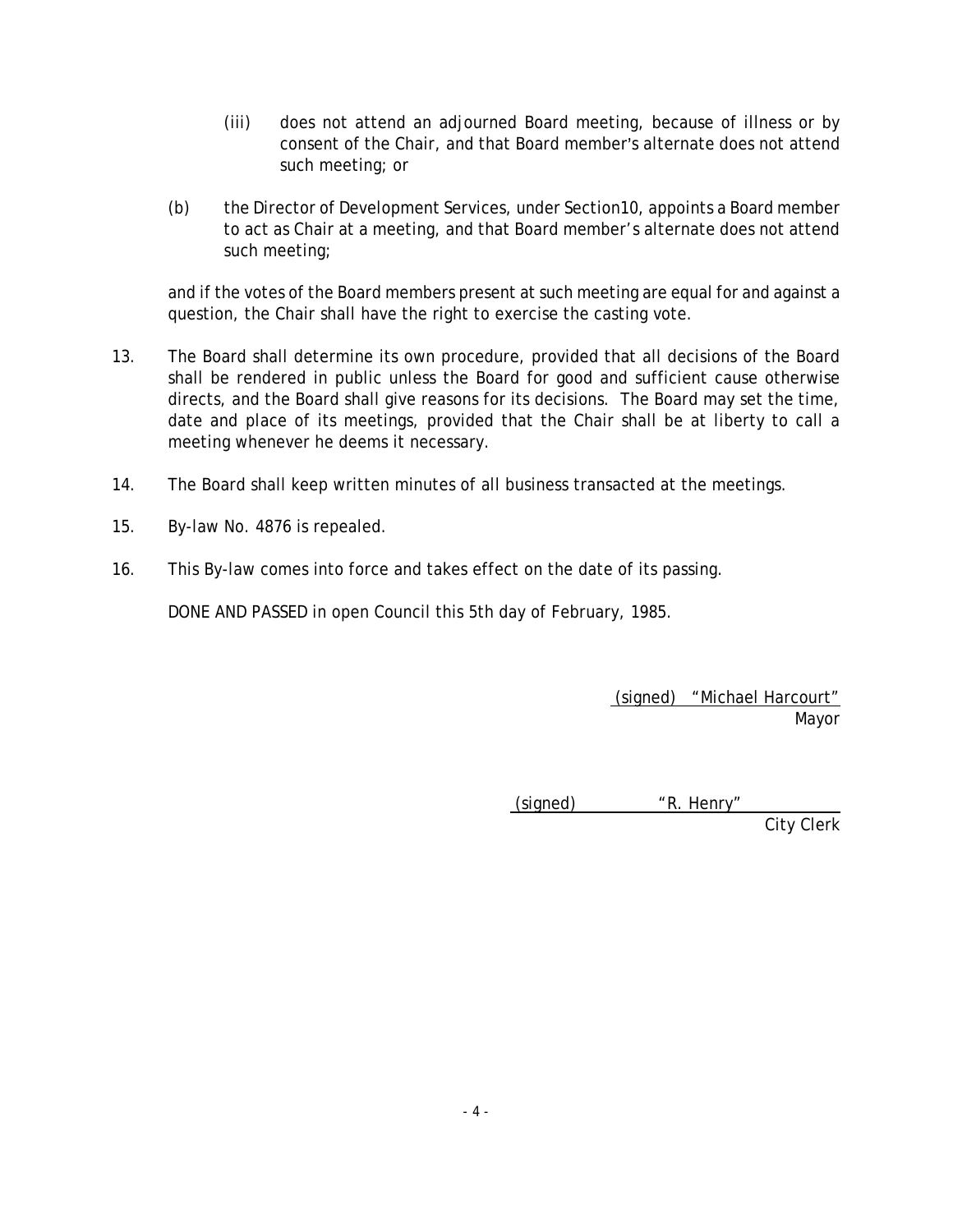(iii) does not attend an adjourned Board meeting, because of illness or by consent of the Chair, and that Board member's alternate does not attend such meeting; or

(b) the Director of Development Services, under Section10, appoints a Board member to act as Chair at a meeting, and that Board member's alternate does not attend such meeting;

and if the votes of the Board members present at such meeting are equal for and against a question, the Chair shall have the right to exercise the casting vote.

13. The Board shall determine its own procedure, provided that all decisions of the Board shall be rendered in public unless the Board for good and sufficient cause otherwise directs, and the Board shall give reasons for its decisions. The Board may set the time, date and place of its meetings, provided that the Chair shall be at liberty to call a meeting whenever he deems it necessary.

14. The Board shall keep written minutes of all business transacted at the meetings.

15. By-law No. 4876 is repealed.

16. This By-law comes into force and takes effect on the date of its passing.

DONE AND PASSED in open Council this 5th day of February, 1985.

(signed) "Michael Harcourt"
Mayor

(signed) "R. Henry"
City Clerk